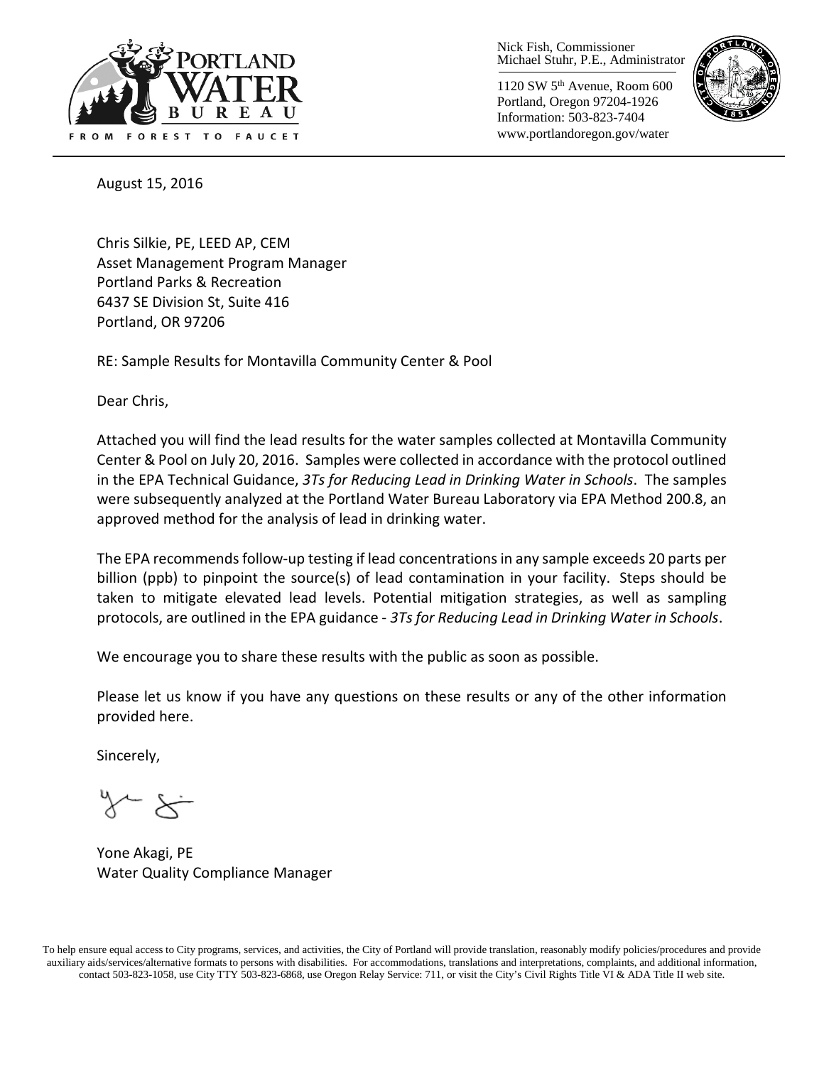Nick Fish, Commissioner
Michael Stuhr, P.E., Administrator

1120 SW 5th Avenue, Room 600
Portland, Oregon 97204-1926
Information: 503-823-7404
www.portlandoregon.gov/water

PORTLAND WATER BUREAU
FROM FOREST TO FAUCET

August 15, 2016

Chris Silkie, PE, LEED AP, CEM
Asset Management Program Manager
Portland Parks & Recreation
6437 SE Division St, Suite 416
Portland, OR 97206

RE: Sample Results for Montavilla Community Center & Pool

Dear Chris,

Attached you will find the lead results for the water samples collected at Montavilla Community Center & Pool on July 20, 2016. Samples were collected in accordance with the protocol outlined in the EPA Technical Guidance, *3Ts for Reducing Lead in Drinking Water in Schools*. The samples were subsequently analyzed at the Portland Water Bureau Laboratory via EPA Method 200.8, an approved method for the analysis of lead in drinking water.

The EPA recommends follow-up testing if lead concentrations in any sample exceeds 20 parts per billion (ppb) to pinpoint the source(s) of lead contamination in your facility. Steps should be taken to mitigate elevated lead levels. Potential mitigation strategies, as well as sampling protocols, are outlined in the EPA guidance - *3Ts for Reducing Lead in Drinking Water in Schools*.

We encourage you to share these results with the public as soon as possible.

Please let us know if you have any questions on these results or any of the other information provided here.

Sincerely,

Yone Akagi, PE
Water Quality Compliance Manager

To help ensure equal access to City programs, services, and activities, the City of Portland will provide translation, reasonably modify policies/procedures and provide auxiliary aids/services/alternative formats to persons with disabilities. For accommodations, translations and interpretations, complaints, and additional information, contact 503-823-1058, use City TTY 503-823-6868, use Oregon Relay Service: 711, or visit the City's Civil Rights Title VI & ADA Title II web site.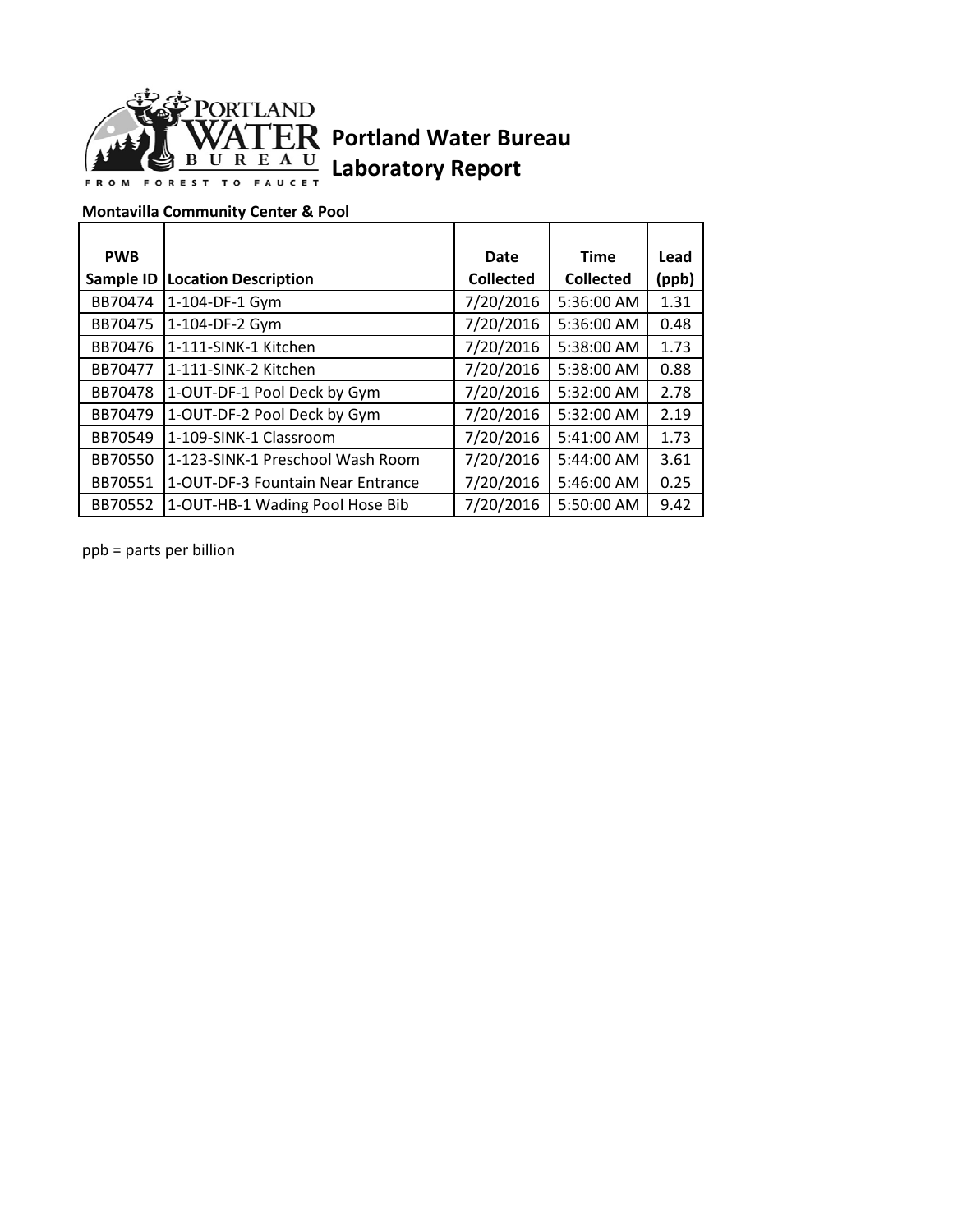# Portland Water Bureau Laboratory Report

**Montavilla Community Center & Pool**

| PWB Sample ID | Location Description | Date Collected | Time Collected | Lead (ppb) |
|---|---|---|---|---|
| BB70474 | 1-104-DF-1 Gym | 7/20/2016 | 5:36:00 AM | 1.31 |
| BB70475 | 1-104-DF-2 Gym | 7/20/2016 | 5:36:00 AM | 0.48 |
| BB70476 | 1-111-SINK-1 Kitchen | 7/20/2016 | 5:38:00 AM | 1.73 |
| BB70477 | 1-111-SINK-2 Kitchen | 7/20/2016 | 5:38:00 AM | 0.88 |
| BB70478 | 1-OUT-DF-1 Pool Deck by Gym | 7/20/2016 | 5:32:00 AM | 2.78 |
| BB70479 | 1-OUT-DF-2 Pool Deck by Gym | 7/20/2016 | 5:32:00 AM | 2.19 |
| BB70549 | 1-109-SINK-1 Classroom | 7/20/2016 | 5:41:00 AM | 1.73 |
| BB70550 | 1-123-SINK-1 Preschool Wash Room | 7/20/2016 | 5:44:00 AM | 3.61 |
| BB70551 | 1-OUT-DF-3 Fountain Near Entrance | 7/20/2016 | 5:46:00 AM | 0.25 |
| BB70552 | 1-OUT-HB-1 Wading Pool Hose Bib | 7/20/2016 | 5:50:00 AM | 9.42 |

ppb = parts per billion